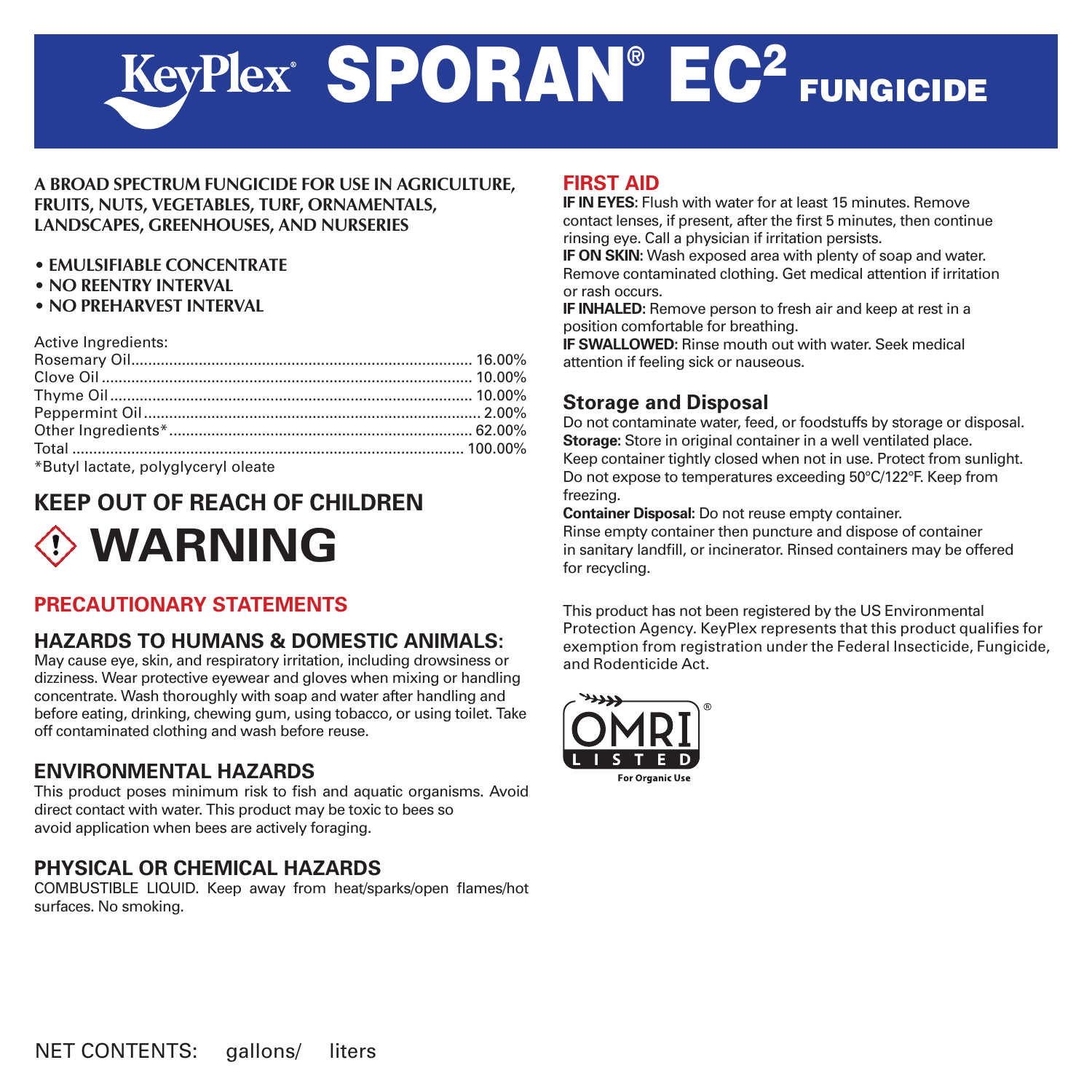# KeyPlex® SPORAN® EC² FUNGICIDE

**A BROAD SPECTRUM FUNGICIDE FOR USE IN AGRICULTURE, FRUITS, NUTS, VEGETABLES, TURF, ORNAMENTALS, LANDSCAPES, GREENHOUSES, AND NURSERIES**

- **EMULSIFIABLE CONCENTRATE**
- **NO REENTRY INTERVAL**
- **NO PREHARVEST INTERVAL**

| Active Ingredients: | |
|---|---|
| Rosemary Oil | 16.00% |
| Clove Oil | 10.00% |
| Thyme Oil | 10.00% |
| Peppermint Oil | 2.00% |
| Other Ingredients* | 62.00% |
| Total | 100.00% |

*Butyl lactate, polyglyceryl oleate

## KEEP OUT OF REACH OF CHILDREN

# WARNING

## PRECAUTIONARY STATEMENTS

### HAZARDS TO HUMANS & DOMESTIC ANIMALS:

May cause eye, skin, and respiratory irritation, including drowsiness or dizziness. Wear protective eyewear and gloves when mixing or handling concentrate. Wash thoroughly with soap and water after handling and before eating, drinking, chewing gum, using tobacco, or using toilet. Take off contaminated clothing and wash before reuse.

### ENVIRONMENTAL HAZARDS

This product poses minimum risk to fish and aquatic organisms. Avoid direct contact with water. This product may be toxic to bees so avoid application when bees are actively foraging.

### PHYSICAL OR CHEMICAL HAZARDS

COMBUSTIBLE LIQUID. Keep away from heat/sparks/open flames/hot surfaces. No smoking.

## FIRST AID

**IF IN EYES**: Flush with water for at least 15 minutes. Remove contact lenses, if present, after the first 5 minutes, then continue rinsing eye. Call a physician if irritation persists.

**IF ON SKIN**: Wash exposed area with plenty of soap and water. Remove contaminated clothing. Get medical attention if irritation or rash occurs.

**IF INHALED**: Remove person to fresh air and keep at rest in a position comfortable for breathing.

**IF SWALLOWED**: Rinse mouth out with water. Seek medical attention if feeling sick or nauseous.

## Storage and Disposal

Do not contaminate water, feed, or foodstuffs by storage or disposal.

**Storage:** Store in original container in a well ventilated place. Keep container tightly closed when not in use. Protect from sunlight. Do not expose to temperatures exceeding 50°C/122°F. Keep from freezing.

**Container Disposal:** Do not reuse empty container. Rinse empty container then puncture and dispose of container in sanitary landfill, or incinerator. Rinsed containers may be offered for recycling.

This product has not been registered by the US Environmental Protection Agency. KeyPlex represents that this product qualifies for exemption from registration under the Federal Insecticide, Fungicide, and Rodenticide Act.

OMRI® LISTED
For Organic Use

NET CONTENTS: gallons/ liters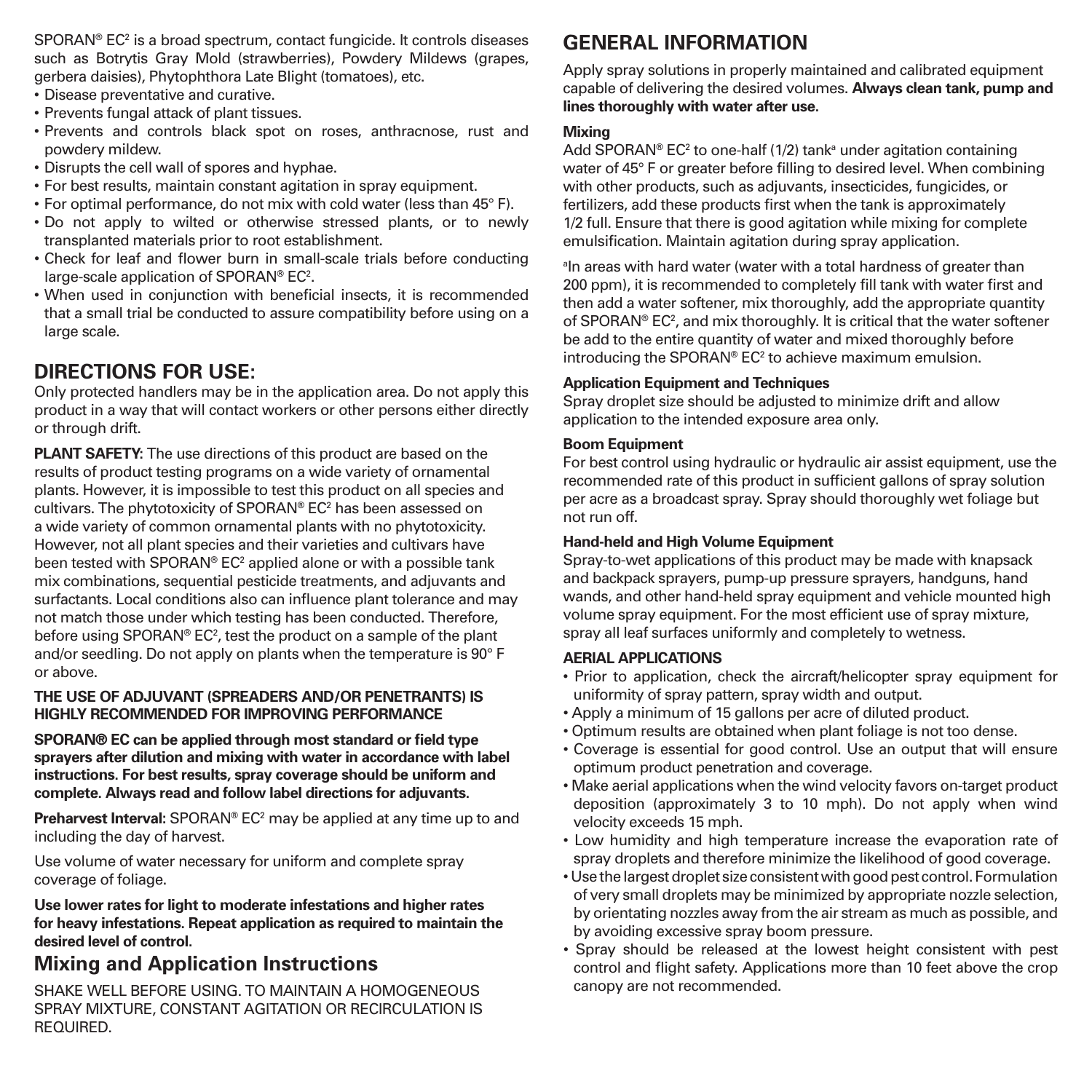SPORAN® EC[2] is a broad spectrum, contact fungicide. It controls diseases such as Botrytis Gray Mold (strawberries), Powdery Mildews (grapes, gerbera daisies), Phytophthora Late Blight (tomatoes), etc.

- Disease preventative and curative.
- Prevents fungal attack of plant tissues.
- Prevents and controls black spot on roses, anthracnose, rust and powdery mildew.
- Disrupts the cell wall of spores and hyphae.
- For best results, maintain constant agitation in spray equipment.
- For optimal performance, do not mix with cold water (less than 45° F).
- Do not apply to wilted or otherwise stressed plants, or to newly transplanted materials prior to root establishment.
- Check for leaf and flower burn in small-scale trials before conducting large-scale application of SPORAN® EC[2].
- When used in conjunction with beneficial insects, it is recommended that a small trial be conducted to assure compatibility before using on a large scale.

## DIRECTIONS FOR USE:

Only protected handlers may be in the application area. Do not apply this product in a way that will contact workers or other persons either directly or through drift.

**PLANT SAFETY:** The use directions of this product are based on the results of product testing programs on a wide variety of ornamental plants. However, it is impossible to test this product on all species and cultivars. The phytotoxicity of SPORAN® EC[2] has been assessed on a wide variety of common ornamental plants with no phytotoxicity. However, not all plant species and their varieties and cultivars have been tested with SPORAN® EC[2] applied alone or with a possible tank mix combinations, sequential pesticide treatments, and adjuvants and surfactants. Local conditions also can influence plant tolerance and may not match those under which testing has been conducted. Therefore, before using SPORAN® EC[2], test the product on a sample of the plant and/or seedling. Do not apply on plants when the temperature is 90° F or above.

**THE USE OF ADJUVANT (SPREADERS AND/OR PENETRANTS) IS HIGHLY RECOMMENDED FOR IMPROVING PERFORMANCE**

**SPORAN® EC can be applied through most standard or field type sprayers after dilution and mixing with water in accordance with label instructions. For best results, spray coverage should be uniform and complete. Always read and follow label directions for adjuvants.**

**Preharvest Interval:** SPORAN® EC[2] may be applied at any time up to and including the day of harvest.

Use volume of water necessary for uniform and complete spray coverage of foliage.

**Use lower rates for light to moderate infestations and higher rates for heavy infestations. Repeat application as required to maintain the desired level of control.**

## Mixing and Application Instructions

SHAKE WELL BEFORE USING. TO MAINTAIN A HOMOGENEOUS SPRAY MIXTURE, CONSTANT AGITATION OR RECIRCULATION IS REQUIRED.

## GENERAL INFORMATION

Apply spray solutions in properly maintained and calibrated equipment capable of delivering the desired volumes. **Always clean tank, pump and lines thoroughly with water after use.**

#### Mixing

Add SPORAN® EC[2] to one-half (1/2) tank[a] under agitation containing water of 45° F or greater before filling to desired level. When combining with other products, such as adjuvants, insecticides, fungicides, or fertilizers, add these products first when the tank is approximately 1/2 full. Ensure that there is good agitation while mixing for complete emulsification. Maintain agitation during spray application.

[a]In areas with hard water (water with a total hardness of greater than 200 ppm), it is recommended to completely fill tank with water first and then add a water softener, mix thoroughly, add the appropriate quantity of SPORAN® EC[2], and mix thoroughly. It is critical that the water softener be add to the entire quantity of water and mixed thoroughly before introducing the SPORAN® EC[2] to achieve maximum emulsion.

#### Application Equipment and Techniques

Spray droplet size should be adjusted to minimize drift and allow application to the intended exposure area only.

#### Boom Equipment

For best control using hydraulic or hydraulic air assist equipment, use the recommended rate of this product in sufficient gallons of spray solution per acre as a broadcast spray. Spray should thoroughly wet foliage but not run off.

#### Hand-held and High Volume Equipment

Spray-to-wet applications of this product may be made with knapsack and backpack sprayers, pump-up pressure sprayers, handguns, hand wands, and other hand-held spray equipment and vehicle mounted high volume spray equipment. For the most efficient use of spray mixture, spray all leaf surfaces uniformly and completely to wetness.

#### AERIAL APPLICATIONS

- Prior to application, check the aircraft/helicopter spray equipment for uniformity of spray pattern, spray width and output.
- Apply a minimum of 15 gallons per acre of diluted product.
- Optimum results are obtained when plant foliage is not too dense.
- Coverage is essential for good control. Use an output that will ensure optimum product penetration and coverage.
- Make aerial applications when the wind velocity favors on-target product deposition (approximately 3 to 10 mph). Do not apply when wind velocity exceeds 15 mph.
- Low humidity and high temperature increase the evaporation rate of spray droplets and therefore minimize the likelihood of good coverage.
- Use the largest droplet size consistent with good pest control. Formulation of very small droplets may be minimized by appropriate nozzle selection, by orientating nozzles away from the air stream as much as possible, and by avoiding excessive spray boom pressure.
- Spray should be released at the lowest height consistent with pest control and flight safety. Applications more than 10 feet above the crop canopy are not recommended.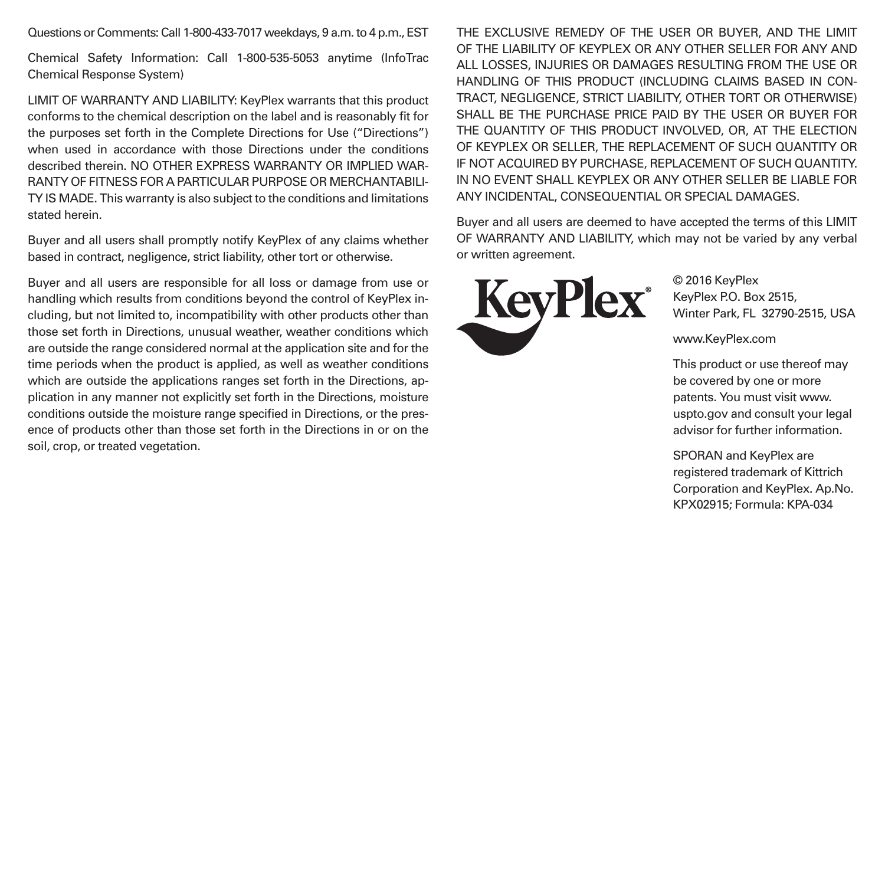Questions or Comments: Call 1-800-433-7017 weekdays, 9 a.m. to 4 p.m., EST

Chemical Safety Information: Call 1-800-535-5053 anytime (InfoTrac Chemical Response System)

LIMIT OF WARRANTY AND LIABILITY: KeyPlex warrants that this product conforms to the chemical description on the label and is reasonably fit for the purposes set forth in the Complete Directions for Use ("Directions") when used in accordance with those Directions under the conditions described therein. NO OTHER EXPRESS WARRANTY OR IMPLIED WARRANTY OF FITNESS FOR A PARTICULAR PURPOSE OR MERCHANTABILITY IS MADE. This warranty is also subject to the conditions and limitations stated herein.

Buyer and all users shall promptly notify KeyPlex of any claims whether based in contract, negligence, strict liability, other tort or otherwise.

Buyer and all users are responsible for all loss or damage from use or handling which results from conditions beyond the control of KeyPlex including, but not limited to, incompatibility with other products other than those set forth in Directions, unusual weather, weather conditions which are outside the range considered normal at the application site and for the time periods when the product is applied, as well as weather conditions which are outside the applications ranges set forth in the Directions, application in any manner not explicitly set forth in the Directions, moisture conditions outside the moisture range specified in Directions, or the presence of products other than those set forth in the Directions in or on the soil, crop, or treated vegetation.

THE EXCLUSIVE REMEDY OF THE USER OR BUYER, AND THE LIMIT OF THE LIABILITY OF KEYPLEX OR ANY OTHER SELLER FOR ANY AND ALL LOSSES, INJURIES OR DAMAGES RESULTING FROM THE USE OR HANDLING OF THIS PRODUCT (INCLUDING CLAIMS BASED IN CONTRACT, NEGLIGENCE, STRICT LIABILITY, OTHER TORT OR OTHERWISE) SHALL BE THE PURCHASE PRICE PAID BY THE USER OR BUYER FOR THE QUANTITY OF THIS PRODUCT INVOLVED, OR, AT THE ELECTION OF KEYPLEX OR SELLER, THE REPLACEMENT OF SUCH QUANTITY OR IF NOT ACQUIRED BY PURCHASE, REPLACEMENT OF SUCH QUANTITY. IN NO EVENT SHALL KEYPLEX OR ANY OTHER SELLER BE LIABLE FOR ANY INCIDENTAL, CONSEQUENTIAL OR SPECIAL DAMAGES.

Buyer and all users are deemed to have accepted the terms of this LIMIT OF WARRANTY AND LIABILITY, which may not be varied by any verbal or written agreement.

KeyPlex®

© 2016 KeyPlex
KeyPlex P.O. Box 2515,
Winter Park, FL 32790-2515, USA

www.KeyPlex.com

This product or use thereof may be covered by one or more patents. You must visit www.uspto.gov and consult your legal advisor for further information.

SPORAN and KeyPlex are registered trademark of Kittrich Corporation and KeyPlex. Ap.No. KPX02915; Formula: KPA-034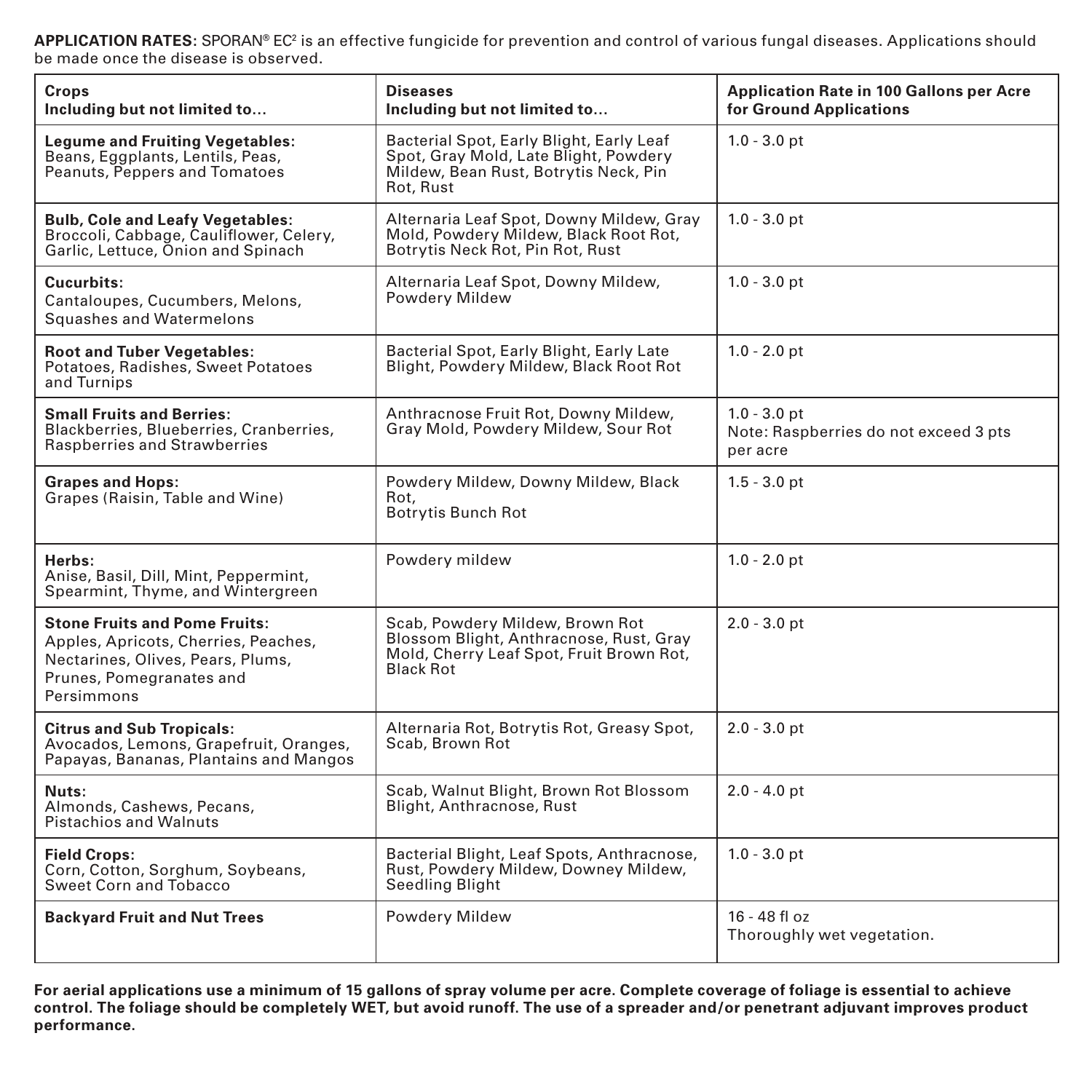**APPLICATION RATES:** SPORAN® EC[2] is an effective fungicide for prevention and control of various fungal diseases. Applications should be made once the disease is observed.

| Crops<br>Including but not limited to... | Diseases<br>Including but not limited to... | Application Rate in 100 Gallons per Acre for Ground Applications |
|---|---|---|
| **Legume and Fruiting Vegetables:**<br>Beans, Eggplants, Lentils, Peas, Peanuts, Peppers and Tomatoes | Bacterial Spot, Early Blight, Early Leaf Spot, Gray Mold, Late Blight, Powdery Mildew, Bean Rust, Botrytis Neck, Pin Rot, Rust | 1.0 - 3.0 pt |
| **Bulb, Cole and Leafy Vegetables:**<br>Broccoli, Cabbage, Cauliflower, Celery, Garlic, Lettuce, Onion and Spinach | Alternaria Leaf Spot, Downy Mildew, Gray Mold, Powdery Mildew, Black Root Rot, Botrytis Neck Rot, Pin Rot, Rust | 1.0 - 3.0 pt |
| **Cucurbits:**<br>Cantaloupes, Cucumbers, Melons, Squashes and Watermelons | Alternaria Leaf Spot, Downy Mildew, Powdery Mildew | 1.0 - 3.0 pt |
| **Root and Tuber Vegetables:**<br>Potatoes, Radishes, Sweet Potatoes and Turnips | Bacterial Spot, Early Blight, Early Late Blight, Powdery Mildew, Black Root Rot | 1.0 - 2.0 pt |
| **Small Fruits and Berries:**<br>Blackberries, Blueberries, Cranberries, Raspberries and Strawberries | Anthracnose Fruit Rot, Downy Mildew, Gray Mold, Powdery Mildew, Sour Rot | 1.0 - 3.0 pt<br>Note: Raspberries do not exceed 3 pts per acre |
| **Grapes and Hops:**<br>Grapes (Raisin, Table and Wine) | Powdery Mildew, Downy Mildew, Black Rot,<br>Botrytis Bunch Rot | 1.5 - 3.0 pt |
| **Herbs:**<br>Anise, Basil, Dill, Mint, Peppermint, Spearmint, Thyme, and Wintergreen | Powdery mildew | 1.0 - 2.0 pt |
| **Stone Fruits and Pome Fruits:**<br>Apples, Apricots, Cherries, Peaches, Nectarines, Olives, Pears, Plums, Prunes, Pomegranates and Persimmons | Scab, Powdery Mildew, Brown Rot Blossom Blight, Anthracnose, Rust, Gray Mold, Cherry Leaf Spot, Fruit Brown Rot, Black Rot | 2.0 - 3.0 pt |
| **Citrus and Sub Tropicals:**<br>Avocados, Lemons, Grapefruit, Oranges, Papayas, Bananas, Plantains and Mangos | Alternaria Rot, Botrytis Rot, Greasy Spot, Scab, Brown Rot | 2.0 - 3.0 pt |
| **Nuts:**<br>Almonds, Cashews, Pecans, Pistachios and Walnuts | Scab, Walnut Blight, Brown Rot Blossom Blight, Anthracnose, Rust | 2.0 - 4.0 pt |
| **Field Crops:**<br>Corn, Cotton, Sorghum, Soybeans, Sweet Corn and Tobacco | Bacterial Blight, Leaf Spots, Anthracnose, Rust, Powdery Mildew, Downey Mildew, Seedling Blight | 1.0 - 3.0 pt |
| **Backyard Fruit and Nut Trees** | Powdery Mildew | 16 - 48 fl oz<br>Thoroughly wet vegetation. |

**For aerial applications use a minimum of 15 gallons of spray volume per acre. Complete coverage of foliage is essential to achieve control. The foliage should be completely WET, but avoid runoff. The use of a spreader and/or penetrant adjuvant improves product performance.**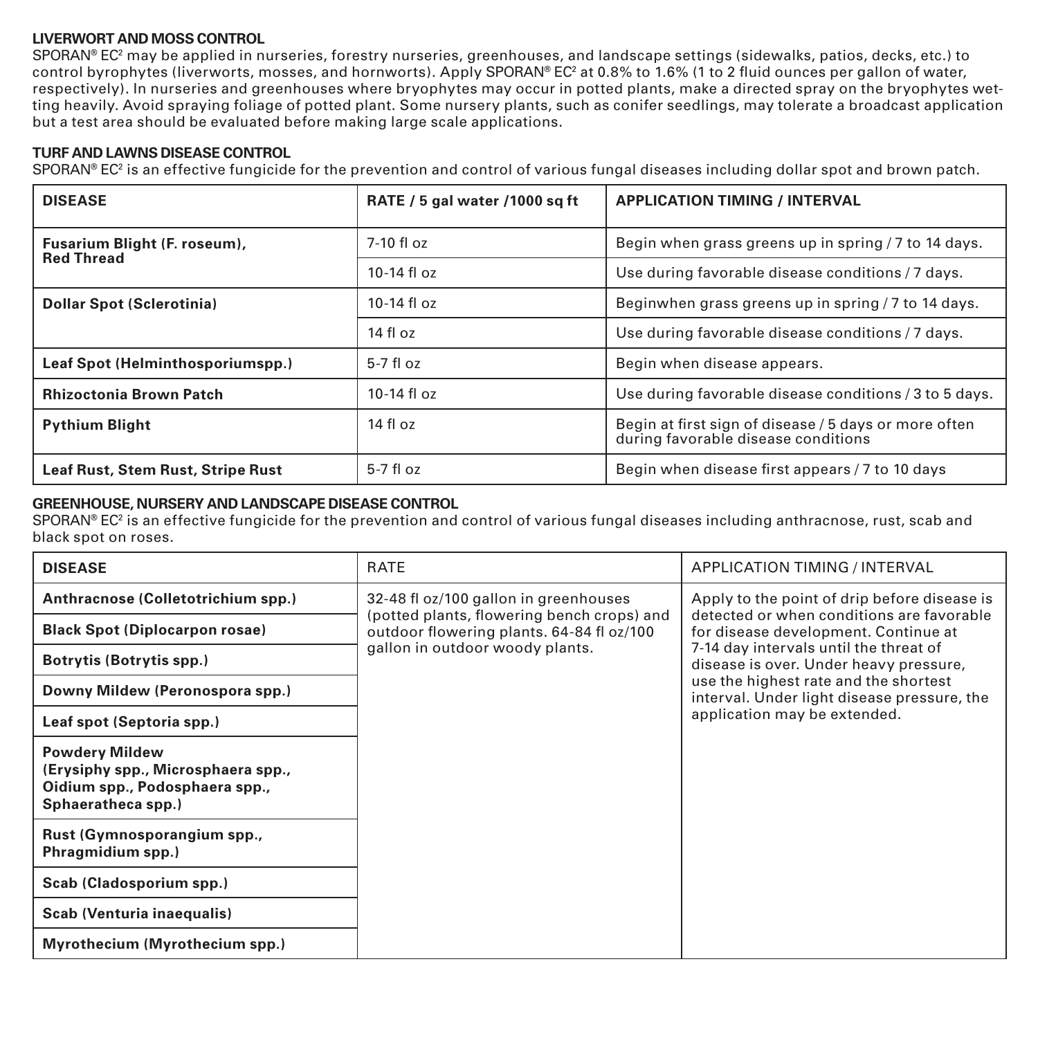### LIVERWORT AND MOSS CONTROL

SPORAN® EC[2] may be applied in nurseries, forestry nurseries, greenhouses, and landscape settings (sidewalks, patios, decks, etc.) to control byrophytes (liverworts, mosses, and hornworts). Apply SPORAN® EC[2] at 0.8% to 1.6% (1 to 2 fluid ounces per gallon of water, respectively). In nurseries and greenhouses where bryophytes may occur in potted plants, make a directed spray on the bryophytes wetting heavily. Avoid spraying foliage of potted plant. Some nursery plants, such as conifer seedlings, may tolerate a broadcast application but a test area should be evaluated before making large scale applications.

### TURF AND LAWNS DISEASE CONTROL

SPORAN® EC[2] is an effective fungicide for the prevention and control of various fungal diseases including dollar spot and brown patch.

| DISEASE | RATE / 5 gal water /1000 sq ft | APPLICATION TIMING / INTERVAL |
|---|---|---|
| **Fusarium Blight (F. roseum), Red Thread** | 7-10 fl oz | Begin when grass greens up in spring / 7 to 14 days. |
| | 10-14 fl oz | Use during favorable disease conditions / 7 days. |
| **Dollar Spot (Sclerotinia)** | 10-14 fl oz | Beginwhen grass greens up in spring / 7 to 14 days. |
| | 14 fl oz | Use during favorable disease conditions / 7 days. |
| **Leaf Spot (Helminthosporiumspp.)** | 5-7 fl oz | Begin when disease appears. |
| **Rhizoctonia Brown Patch** | 10-14 fl oz | Use during favorable disease conditions / 3 to 5 days. |
| **Pythium Blight** | 14 fl oz | Begin at first sign of disease / 5 days or more often during favorable disease conditions |
| **Leaf Rust, Stem Rust, Stripe Rust** | 5-7 fl oz | Begin when disease first appears / 7 to 10 days |

### GREENHOUSE, NURSERY AND LANDSCAPE DISEASE CONTROL

SPORAN® EC[2] is an effective fungicide for the prevention and control of various fungal diseases including anthracnose, rust, scab and black spot on roses.

| DISEASE | RATE | APPLICATION TIMING / INTERVAL |
|---|---|---|
| **Anthracnose (Colletotrichium spp.)** | 32-48 fl oz/100 gallon in greenhouses (potted plants, flowering bench crops) and outdoor flowering plants. 64-84 fl oz/100 gallon in outdoor woody plants. | Apply to the point of drip before disease is detected or when conditions are favorable for disease development. Continue at 7-14 day intervals until the threat of disease is over. Under heavy pressure, use the highest rate and the shortest interval. Under light disease pressure, the application may be extended. |
| **Black Spot (Diplocarpon rosae)** | | |
| **Botrytis (Botrytis spp.)** | | |
| **Downy Mildew (Peronospora spp.)** | | |
| **Leaf spot (Septoria spp.)** | | |
| **Powdery Mildew (Erysiphy spp., Microsphaera spp., Oidium spp., Podosphaera spp., Sphaeratheca spp.)** | | |
| **Rust (Gymnosporangium spp., Phragmidium spp.)** | | |
| **Scab (Cladosporium spp.)** | | |
| **Scab (Venturia inaequalis)** | | |
| **Myrothecium (Myrothecium spp.)** | | |